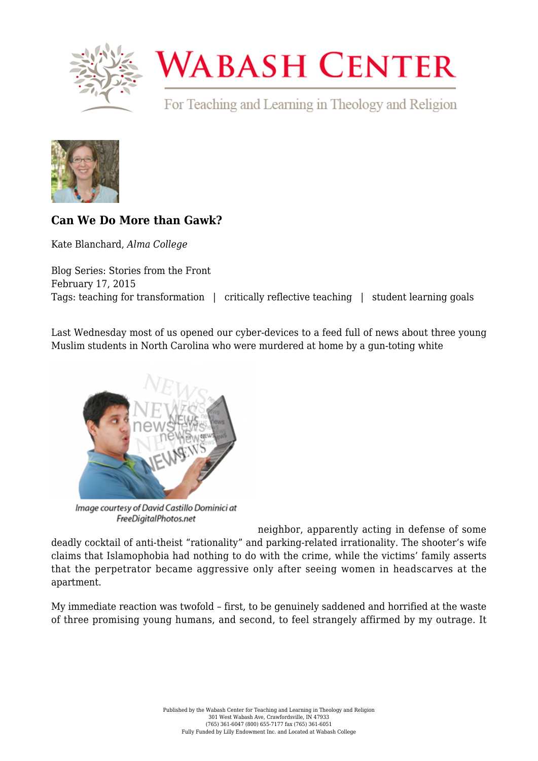# Can We Do More than Gawk?

Kate Blanchard, *Alma College*

Blog Series: Stories from the Front
February 17, 2015
Tags: teaching for transformation | critically reflective teaching | student learning goals

Last Wednesday most of us opened our cyber-devices to a feed full of news about three young Muslim students in North Carolina who were murdered at home by a gun-toting white neighbor, apparently acting in defense of some deadly cocktail of anti-theist "rationality" and parking-related irrationality. The shooter's wife claims that Islamophobia had nothing to do with the crime, while the victims' family asserts that the perpetrator became aggressive only after seeing women in headscarves at the apartment.

Image courtesy of David Castillo Dominici at FreeDigitalPhotos.net

My immediate reaction was twofold – first, to be genuinely saddened and horrified at the waste of three promising young humans, and second, to feel strangely affirmed by my outrage. It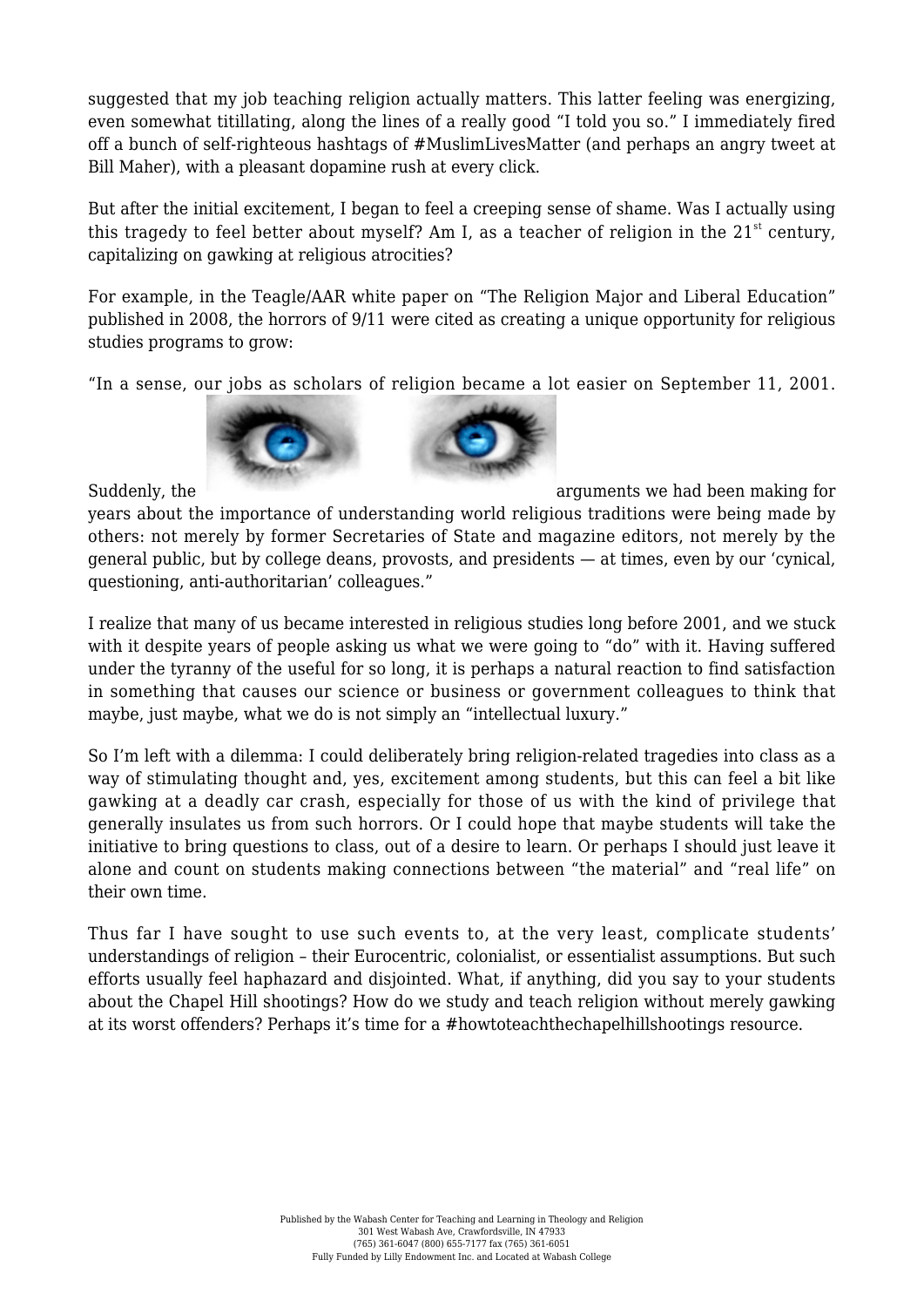suggested that my job teaching religion actually matters. This latter feeling was energizing, even somewhat titillating, along the lines of a really good "I told you so." I immediately fired off a bunch of self-righteous hashtags of #MuslimLivesMatter (and perhaps an angry tweet at Bill Maher), with a pleasant dopamine rush at every click.

But after the initial excitement, I began to feel a creeping sense of shame. Was I actually using this tragedy to feel better about myself? Am I, as a teacher of religion in the 21st century, capitalizing on gawking at religious atrocities?

For example, in the Teagle/AAR white paper on "The Religion Major and Liberal Education" published in 2008, the horrors of 9/11 were cited as creating a unique opportunity for religious studies programs to grow:

"In a sense, our jobs as scholars of religion became a lot easier on September 11, 2001. Suddenly, the arguments we had been making for years about the importance of understanding world religious traditions were being made by others: not merely by former Secretaries of State and magazine editors, not merely by the general public, but by college deans, provosts, and presidents — at times, even by our 'cynical, questioning, anti-authoritarian' colleagues."

I realize that many of us became interested in religious studies long before 2001, and we stuck with it despite years of people asking us what we were going to "do" with it. Having suffered under the tyranny of the useful for so long, it is perhaps a natural reaction to find satisfaction in something that causes our science or business or government colleagues to think that maybe, just maybe, what we do is not simply an "intellectual luxury."

So I'm left with a dilemma: I could deliberately bring religion-related tragedies into class as a way of stimulating thought and, yes, excitement among students, but this can feel a bit like gawking at a deadly car crash, especially for those of us with the kind of privilege that generally insulates us from such horrors. Or I could hope that maybe students will take the initiative to bring questions to class, out of a desire to learn. Or perhaps I should just leave it alone and count on students making connections between "the material" and "real life" on their own time.

Thus far I have sought to use such events to, at the very least, complicate students' understandings of religion – their Eurocentric, colonialist, or essentialist assumptions. But such efforts usually feel haphazard and disjointed. What, if anything, did you say to your students about the Chapel Hill shootings? How do we study and teach religion without merely gawking at its worst offenders? Perhaps it's time for a #howtoteachthechapelhillshootings resource.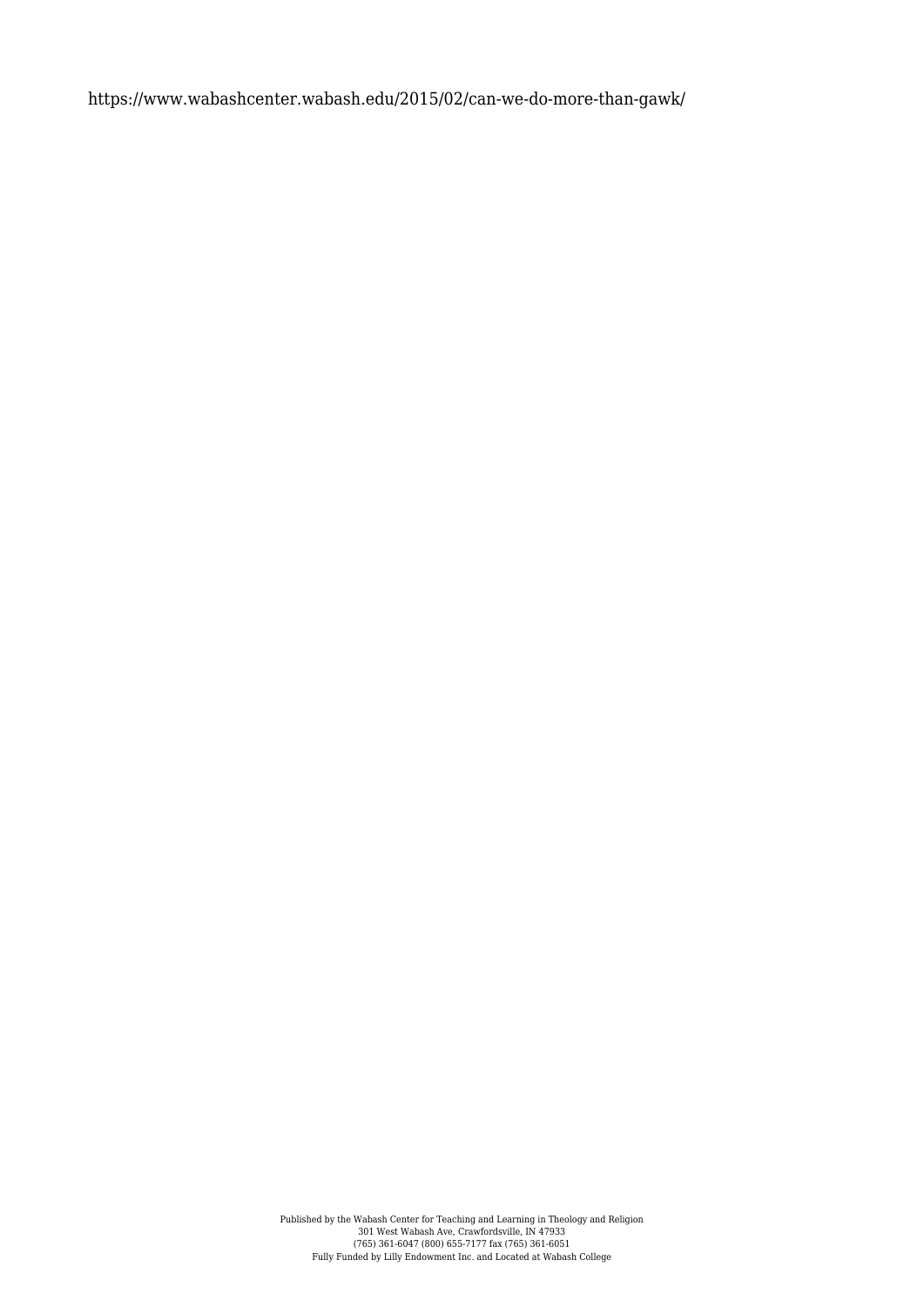https://www.wabashcenter.wabash.edu/2015/02/can-we-do-more-than-gawk/